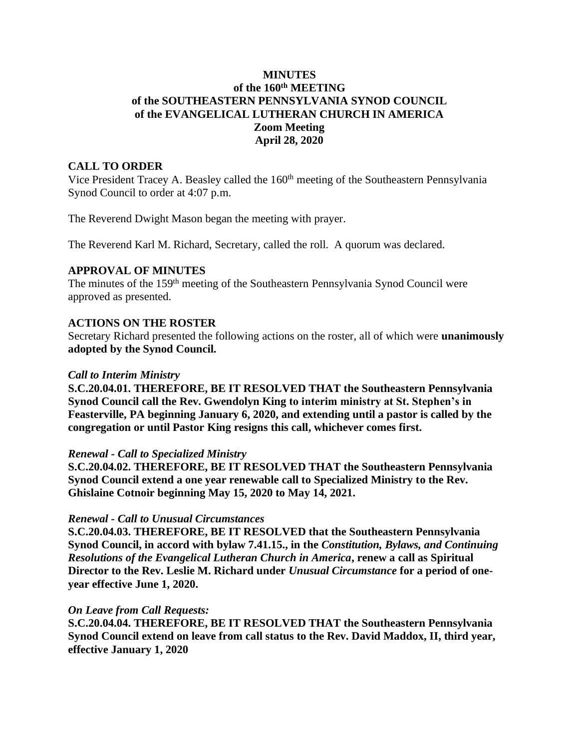**MINUTES**
**of the 160th MEETING**
**of the SOUTHEASTERN PENNSYLVANIA SYNOD COUNCIL**
**of the EVANGELICAL LUTHERAN CHURCH IN AMERICA**
**Zoom Meeting**
**April 28, 2020**

## CALL TO ORDER

Vice President Tracey A. Beasley called the 160th meeting of the Southeastern Pennsylvania Synod Council to order at 4:07 p.m.

The Reverend Dwight Mason began the meeting with prayer.

The Reverend Karl M. Richard, Secretary, called the roll. A quorum was declared.

## APPROVAL OF MINUTES

The minutes of the 159th meeting of the Southeastern Pennsylvania Synod Council were approved as presented.

## ACTIONS ON THE ROSTER

Secretary Richard presented the following actions on the roster, all of which were **unanimously adopted by the Synod Council.**

***Call to Interim Ministry***

**S.C.20.04.01. THEREFORE, BE IT RESOLVED THAT the Southeastern Pennsylvania Synod Council call the Rev. Gwendolyn King to interim ministry at St. Stephen's in Feasterville, PA beginning January 6, 2020, and extending until a pastor is called by the congregation or until Pastor King resigns this call, whichever comes first.**

***Renewal - Call to Specialized Ministry***

**S.C.20.04.02. THEREFORE, BE IT RESOLVED THAT the Southeastern Pennsylvania Synod Council extend a one year renewable call to Specialized Ministry to the Rev. Ghislaine Cotnoir beginning May 15, 2020 to May 14, 2021.**

***Renewal - Call to Unusual Circumstances***

**S.C.20.04.03. THEREFORE, BE IT RESOLVED that the Southeastern Pennsylvania Synod Council, in accord with bylaw 7.41.15., in the *Constitution, Bylaws, and Continuing Resolutions of the Evangelical Lutheran Church in America*, renew a call as Spiritual Director to the Rev. Leslie M. Richard under *Unusual Circumstance* for a period of one-year effective June 1, 2020.**

***On Leave from Call Requests:***

**S.C.20.04.04. THEREFORE, BE IT RESOLVED THAT the Southeastern Pennsylvania Synod Council extend on leave from call status to the Rev. David Maddox, II, third year, effective January 1, 2020**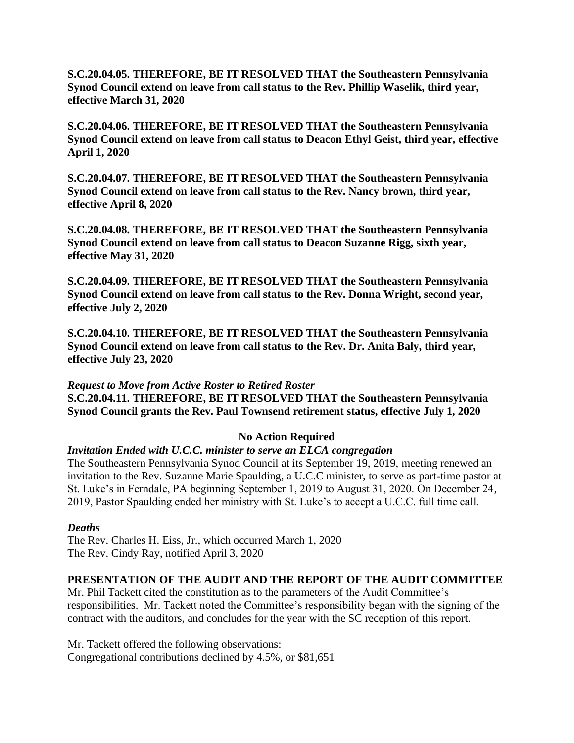**S.C.20.04.05. THEREFORE, BE IT RESOLVED THAT the Southeastern Pennsylvania Synod Council extend on leave from call status to the Rev. Phillip Waselik, third year, effective March 31, 2020**

**S.C.20.04.06. THEREFORE, BE IT RESOLVED THAT the Southeastern Pennsylvania Synod Council extend on leave from call status to Deacon Ethyl Geist, third year, effective April 1, 2020**

**S.C.20.04.07. THEREFORE, BE IT RESOLVED THAT the Southeastern Pennsylvania Synod Council extend on leave from call status to the Rev. Nancy brown, third year, effective April 8, 2020**

**S.C.20.04.08. THEREFORE, BE IT RESOLVED THAT the Southeastern Pennsylvania Synod Council extend on leave from call status to Deacon Suzanne Rigg, sixth year, effective May 31, 2020**

**S.C.20.04.09. THEREFORE, BE IT RESOLVED THAT the Southeastern Pennsylvania Synod Council extend on leave from call status to the Rev. Donna Wright, second year, effective July 2, 2020**

**S.C.20.04.10. THEREFORE, BE IT RESOLVED THAT the Southeastern Pennsylvania Synod Council extend on leave from call status to the Rev. Dr. Anita Baly, third year, effective July 23, 2020**

***Request to Move from Active Roster to Retired Roster***

**S.C.20.04.11. THEREFORE, BE IT RESOLVED THAT the Southeastern Pennsylvania Synod Council grants the Rev. Paul Townsend retirement status, effective July 1, 2020**

**No Action Required**

***Invitation Ended with U.C.C. minister to serve an ELCA congregation***

The Southeastern Pennsylvania Synod Council at its September 19, 2019, meeting renewed an invitation to the Rev. Suzanne Marie Spaulding, a U.C.C minister, to serve as part-time pastor at St. Luke's in Ferndale, PA beginning September 1, 2019 to August 31, 2020. On December 24, 2019, Pastor Spaulding ended her ministry with St. Luke's to accept a U.C.C. full time call.

***Deaths***

The Rev. Charles H. Eiss, Jr., which occurred March 1, 2020
The Rev. Cindy Ray, notified April 3, 2020

**PRESENTATION OF THE AUDIT AND THE REPORT OF THE AUDIT COMMITTEE**

Mr. Phil Tackett cited the constitution as to the parameters of the Audit Committee's responsibilities. Mr. Tackett noted the Committee's responsibility began with the signing of the contract with the auditors, and concludes for the year with the SC reception of this report.

Mr. Tackett offered the following observations:
Congregational contributions declined by 4.5%, or $81,651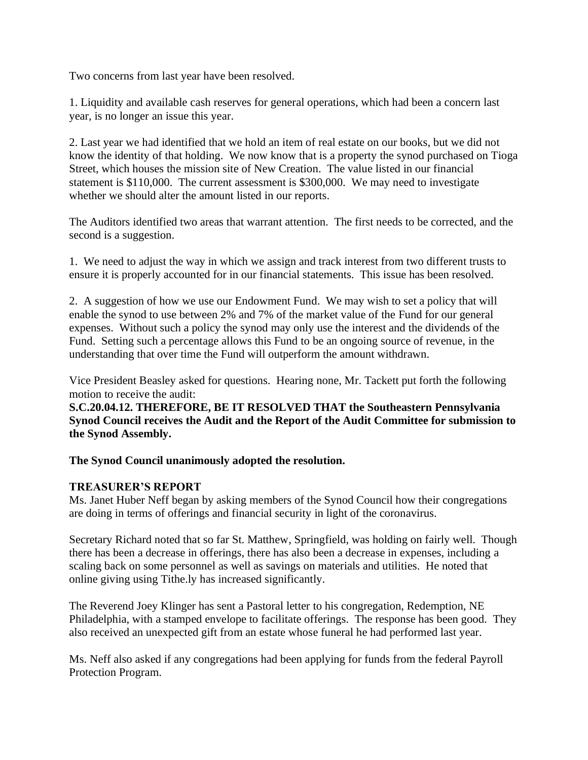Two concerns from last year have been resolved.

1. Liquidity and available cash reserves for general operations, which had been a concern last year, is no longer an issue this year.

2. Last year we had identified that we hold an item of real estate on our books, but we did not know the identity of that holding. We now know that is a property the synod purchased on Tioga Street, which houses the mission site of New Creation. The value listed in our financial statement is $110,000. The current assessment is $300,000. We may need to investigate whether we should alter the amount listed in our reports.

The Auditors identified two areas that warrant attention. The first needs to be corrected, and the second is a suggestion.

1. We need to adjust the way in which we assign and track interest from two different trusts to ensure it is properly accounted for in our financial statements. This issue has been resolved.

2. A suggestion of how we use our Endowment Fund. We may wish to set a policy that will enable the synod to use between 2% and 7% of the market value of the Fund for our general expenses. Without such a policy the synod may only use the interest and the dividends of the Fund. Setting such a percentage allows this Fund to be an ongoing source of revenue, in the understanding that over time the Fund will outperform the amount withdrawn.

Vice President Beasley asked for questions. Hearing none, Mr. Tackett put forth the following motion to receive the audit:

**S.C.20.04.12. THEREFORE, BE IT RESOLVED THAT the Southeastern Pennsylvania Synod Council receives the Audit and the Report of the Audit Committee for submission to the Synod Assembly.**

**The Synod Council unanimously adopted the resolution.**

**TREASURER'S REPORT**

Ms. Janet Huber Neff began by asking members of the Synod Council how their congregations are doing in terms of offerings and financial security in light of the coronavirus.

Secretary Richard noted that so far St. Matthew, Springfield, was holding on fairly well. Though there has been a decrease in offerings, there has also been a decrease in expenses, including a scaling back on some personnel as well as savings on materials and utilities. He noted that online giving using Tithe.ly has increased significantly.

The Reverend Joey Klinger has sent a Pastoral letter to his congregation, Redemption, NE Philadelphia, with a stamped envelope to facilitate offerings. The response has been good. They also received an unexpected gift from an estate whose funeral he had performed last year.

Ms. Neff also asked if any congregations had been applying for funds from the federal Payroll Protection Program.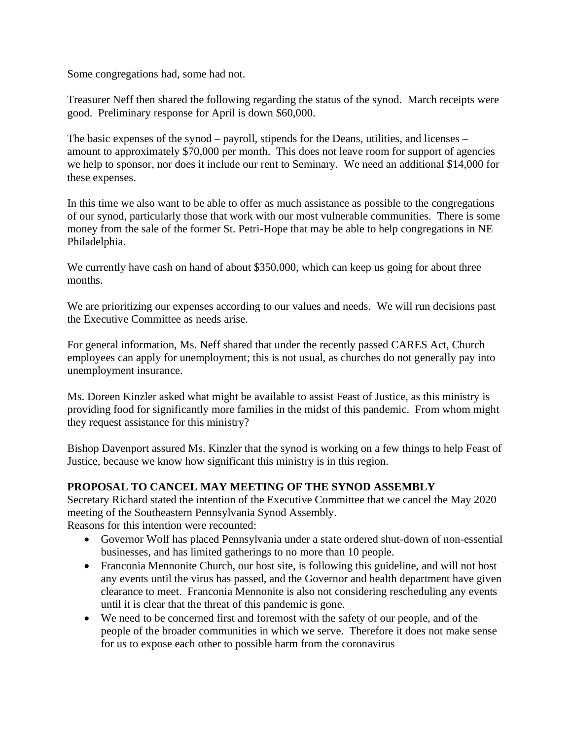Some congregations had, some had not.

Treasurer Neff then shared the following regarding the status of the synod. March receipts were good. Preliminary response for April is down $60,000.

The basic expenses of the synod – payroll, stipends for the Deans, utilities, and licenses – amount to approximately $70,000 per month. This does not leave room for support of agencies we help to sponsor, nor does it include our rent to Seminary. We need an additional $14,000 for these expenses.

In this time we also want to be able to offer as much assistance as possible to the congregations of our synod, particularly those that work with our most vulnerable communities. There is some money from the sale of the former St. Petri-Hope that may be able to help congregations in NE Philadelphia.

We currently have cash on hand of about $350,000, which can keep us going for about three months.

We are prioritizing our expenses according to our values and needs. We will run decisions past the Executive Committee as needs arise.

For general information, Ms. Neff shared that under the recently passed CARES Act, Church employees can apply for unemployment; this is not usual, as churches do not generally pay into unemployment insurance.

Ms. Doreen Kinzler asked what might be available to assist Feast of Justice, as this ministry is providing food for significantly more families in the midst of this pandemic. From whom might they request assistance for this ministry?

Bishop Davenport assured Ms. Kinzler that the synod is working on a few things to help Feast of Justice, because we know how significant this ministry is in this region.

**PROPOSAL TO CANCEL MAY MEETING OF THE SYNOD ASSEMBLY**

Secretary Richard stated the intention of the Executive Committee that we cancel the May 2020 meeting of the Southeastern Pennsylvania Synod Assembly.
Reasons for this intention were recounted:

- Governor Wolf has placed Pennsylvania under a state ordered shut-down of non-essential businesses, and has limited gatherings to no more than 10 people.
- Franconia Mennonite Church, our host site, is following this guideline, and will not host any events until the virus has passed, and the Governor and health department have given clearance to meet. Franconia Mennonite is also not considering rescheduling any events until it is clear that the threat of this pandemic is gone.
- We need to be concerned first and foremost with the safety of our people, and of the people of the broader communities in which we serve. Therefore it does not make sense for us to expose each other to possible harm from the coronavirus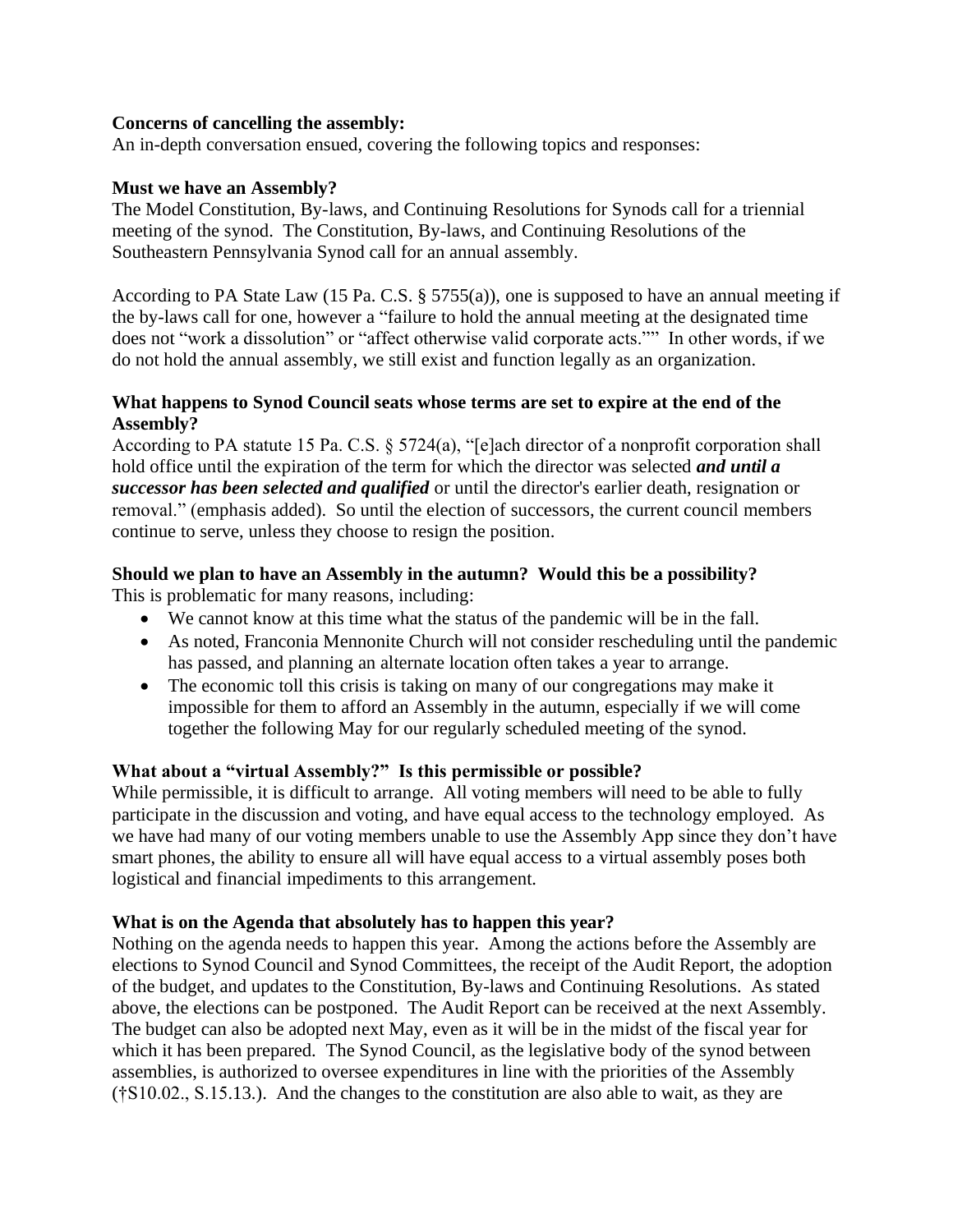**Concerns of cancelling the assembly:**
An in-depth conversation ensued, covering the following topics and responses:

**Must we have an Assembly?**
The Model Constitution, By-laws, and Continuing Resolutions for Synods call for a triennial meeting of the synod. The Constitution, By-laws, and Continuing Resolutions of the Southeastern Pennsylvania Synod call for an annual assembly.

According to PA State Law (15 Pa. C.S. § 5755(a)), one is supposed to have an annual meeting if the by-laws call for one, however a "failure to hold the annual meeting at the designated time does not "work a dissolution" or "affect otherwise valid corporate acts."" In other words, if we do not hold the annual assembly, we still exist and function legally as an organization.

**What happens to Synod Council seats whose terms are set to expire at the end of the Assembly?**
According to PA statute 15 Pa. C.S. § 5724(a), "[e]ach director of a nonprofit corporation shall hold office until the expiration of the term for which the director was selected ***and until a successor has been selected and qualified*** or until the director's earlier death, resignation or removal." (emphasis added). So until the election of successors, the current council members continue to serve, unless they choose to resign the position.

**Should we plan to have an Assembly in the autumn? Would this be a possibility?**
This is problematic for many reasons, including:

- We cannot know at this time what the status of the pandemic will be in the fall.
- As noted, Franconia Mennonite Church will not consider rescheduling until the pandemic has passed, and planning an alternate location often takes a year to arrange.
- The economic toll this crisis is taking on many of our congregations may make it impossible for them to afford an Assembly in the autumn, especially if we will come together the following May for our regularly scheduled meeting of the synod.

**What about a "virtual Assembly?" Is this permissible or possible?**
While permissible, it is difficult to arrange. All voting members will need to be able to fully participate in the discussion and voting, and have equal access to the technology employed. As we have had many of our voting members unable to use the Assembly App since they don't have smart phones, the ability to ensure all will have equal access to a virtual assembly poses both logistical and financial impediments to this arrangement.

**What is on the Agenda that absolutely has to happen this year?**
Nothing on the agenda needs to happen this year. Among the actions before the Assembly are elections to Synod Council and Synod Committees, the receipt of the Audit Report, the adoption of the budget, and updates to the Constitution, By-laws and Continuing Resolutions. As stated above, the elections can be postponed. The Audit Report can be received at the next Assembly. The budget can also be adopted next May, even as it will be in the midst of the fiscal year for which it has been prepared. The Synod Council, as the legislative body of the synod between assemblies, is authorized to oversee expenditures in line with the priorities of the Assembly (†S10.02., S.15.13.). And the changes to the constitution are also able to wait, as they are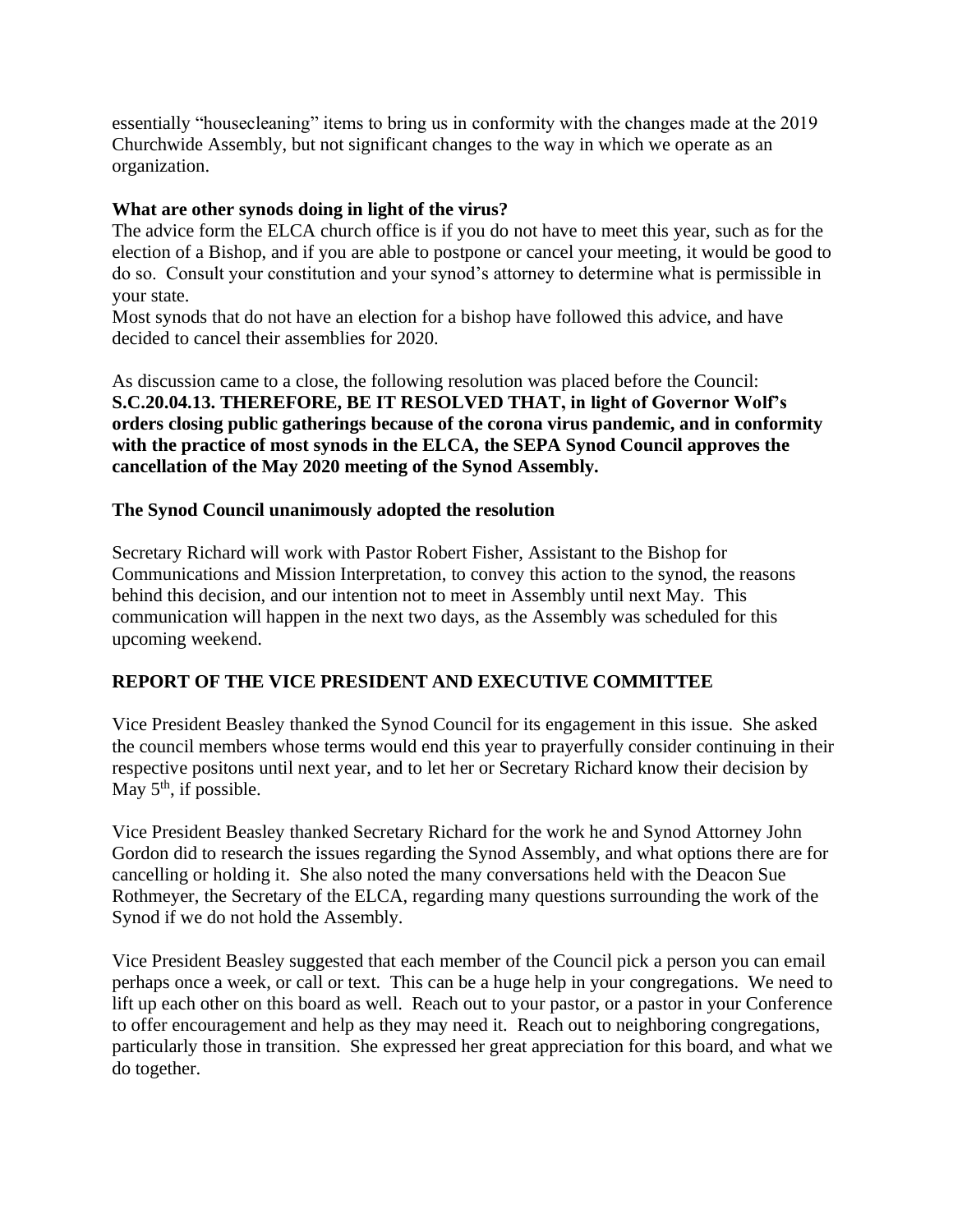essentially "housecleaning" items to bring us in conformity with the changes made at the 2019 Churchwide Assembly, but not significant changes to the way in which we operate as an organization.

**What are other synods doing in light of the virus?**

The advice form the ELCA church office is if you do not have to meet this year, such as for the election of a Bishop, and if you are able to postpone or cancel your meeting, it would be good to do so. Consult your constitution and your synod's attorney to determine what is permissible in your state.

Most synods that do not have an election for a bishop have followed this advice, and have decided to cancel their assemblies for 2020.

As discussion came to a close, the following resolution was placed before the Council:

**S.C.20.04.13. THEREFORE, BE IT RESOLVED THAT, in light of Governor Wolf's orders closing public gatherings because of the corona virus pandemic, and in conformity with the practice of most synods in the ELCA, the SEPA Synod Council approves the cancellation of the May 2020 meeting of the Synod Assembly.**

**The Synod Council unanimously adopted the resolution**

Secretary Richard will work with Pastor Robert Fisher, Assistant to the Bishop for Communications and Mission Interpretation, to convey this action to the synod, the reasons behind this decision, and our intention not to meet in Assembly until next May. This communication will happen in the next two days, as the Assembly was scheduled for this upcoming weekend.

## REPORT OF THE VICE PRESIDENT AND EXECUTIVE COMMITTEE

Vice President Beasley thanked the Synod Council for its engagement in this issue. She asked the council members whose terms would end this year to prayerfully consider continuing in their respective positons until next year, and to let her or Secretary Richard know their decision by May 5th, if possible.

Vice President Beasley thanked Secretary Richard for the work he and Synod Attorney John Gordon did to research the issues regarding the Synod Assembly, and what options there are for cancelling or holding it. She also noted the many conversations held with the Deacon Sue Rothmeyer, the Secretary of the ELCA, regarding many questions surrounding the work of the Synod if we do not hold the Assembly.

Vice President Beasley suggested that each member of the Council pick a person you can email perhaps once a week, or call or text. This can be a huge help in your congregations. We need to lift up each other on this board as well. Reach out to your pastor, or a pastor in your Conference to offer encouragement and help as they may need it. Reach out to neighboring congregations, particularly those in transition. She expressed her great appreciation for this board, and what we do together.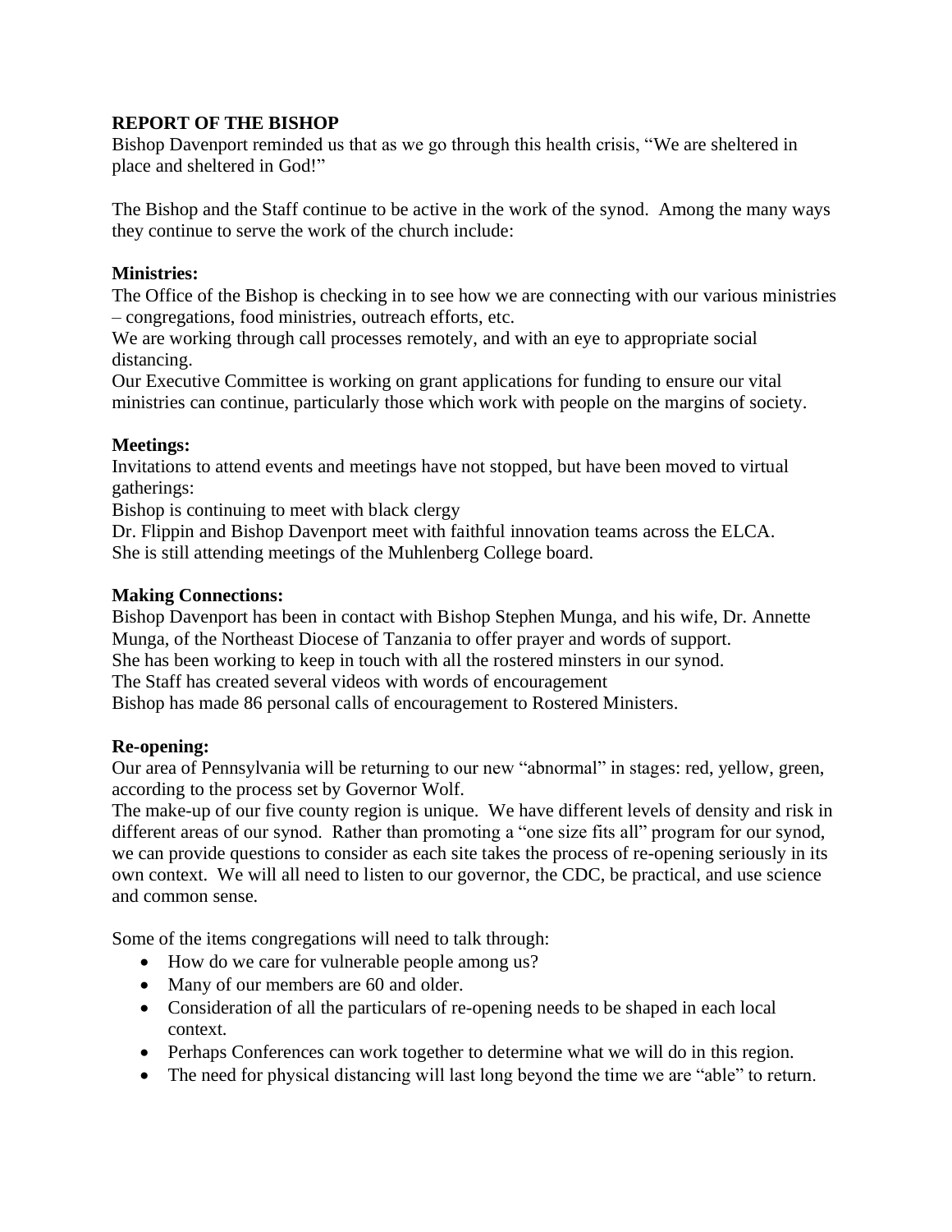## REPORT OF THE BISHOP

Bishop Davenport reminded us that as we go through this health crisis, "We are sheltered in place and sheltered in God!"

The Bishop and the Staff continue to be active in the work of the synod. Among the many ways they continue to serve the work of the church include:

**Ministries:**

The Office of the Bishop is checking in to see how we are connecting with our various ministries – congregations, food ministries, outreach efforts, etc.

We are working through call processes remotely, and with an eye to appropriate social distancing.

Our Executive Committee is working on grant applications for funding to ensure our vital ministries can continue, particularly those which work with people on the margins of society.

**Meetings:**

Invitations to attend events and meetings have not stopped, but have been moved to virtual gatherings:

Bishop is continuing to meet with black clergy

Dr. Flippin and Bishop Davenport meet with faithful innovation teams across the ELCA.

She is still attending meetings of the Muhlenberg College board.

**Making Connections:**

Bishop Davenport has been in contact with Bishop Stephen Munga, and his wife, Dr. Annette Munga, of the Northeast Diocese of Tanzania to offer prayer and words of support.

She has been working to keep in touch with all the rostered minsters in our synod.

The Staff has created several videos with words of encouragement

Bishop has made 86 personal calls of encouragement to Rostered Ministers.

**Re-opening:**

Our area of Pennsylvania will be returning to our new "abnormal" in stages: red, yellow, green, according to the process set by Governor Wolf.

The make-up of our five county region is unique. We have different levels of density and risk in different areas of our synod. Rather than promoting a "one size fits all" program for our synod, we can provide questions to consider as each site takes the process of re-opening seriously in its own context. We will all need to listen to our governor, the CDC, be practical, and use science and common sense.

Some of the items congregations will need to talk through:

- How do we care for vulnerable people among us?
- Many of our members are 60 and older.
- Consideration of all the particulars of re-opening needs to be shaped in each local context.
- Perhaps Conferences can work together to determine what we will do in this region.
- The need for physical distancing will last long beyond the time we are "able" to return.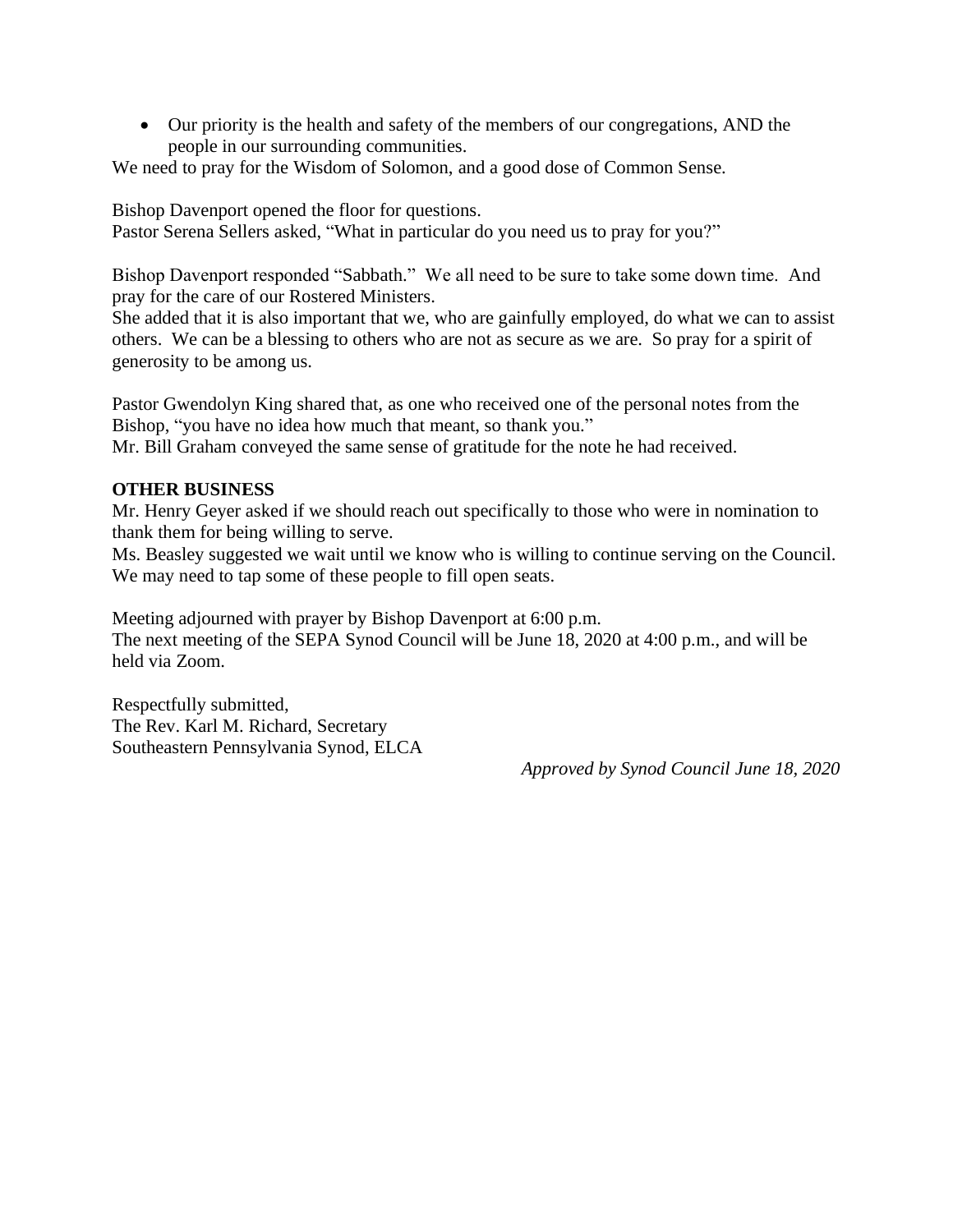- Our priority is the health and safety of the members of our congregations, AND the people in our surrounding communities.

We need to pray for the Wisdom of Solomon, and a good dose of Common Sense.

Bishop Davenport opened the floor for questions.
Pastor Serena Sellers asked, "What in particular do you need us to pray for you?"

Bishop Davenport responded "Sabbath." We all need to be sure to take some down time. And pray for the care of our Rostered Ministers.
She added that it is also important that we, who are gainfully employed, do what we can to assist others. We can be a blessing to others who are not as secure as we are. So pray for a spirit of generosity to be among us.

Pastor Gwendolyn King shared that, as one who received one of the personal notes from the Bishop, "you have no idea how much that meant, so thank you."
Mr. Bill Graham conveyed the same sense of gratitude for the note he had received.

**OTHER BUSINESS**
Mr. Henry Geyer asked if we should reach out specifically to those who were in nomination to thank them for being willing to serve.
Ms. Beasley suggested we wait until we know who is willing to continue serving on the Council. We may need to tap some of these people to fill open seats.

Meeting adjourned with prayer by Bishop Davenport at 6:00 p.m.
The next meeting of the SEPA Synod Council will be June 18, 2020 at 4:00 p.m., and will be held via Zoom.

Respectfully submitted,
The Rev. Karl M. Richard, Secretary
Southeastern Pennsylvania Synod, ELCA

*Approved by Synod Council June 18, 2020*